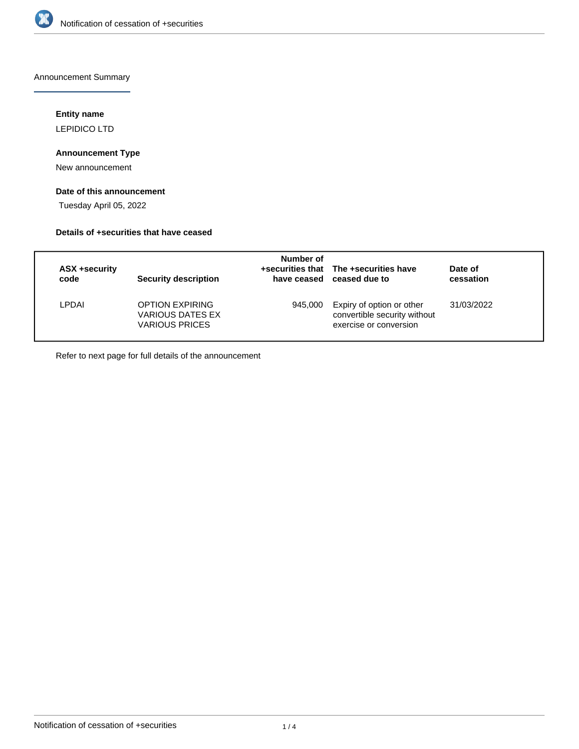Announcement Summary

**Entity name**

LEPIDICO LTD

**Announcement Type**

New announcement

**Date of this announcement**

Tuesday April 05, 2022

**Details of +securities that have ceased**

| ASX +security code | Security description | Number of +securities that have ceased | The +securities have ceased due to | Date of cessation |
|---|---|---|---|---|
| LPDAI | OPTION EXPIRING VARIOUS DATES EX VARIOUS PRICES | 945,000 | Expiry of option or other convertible security without exercise or conversion | 31/03/2022 |

Refer to next page for full details of the announcement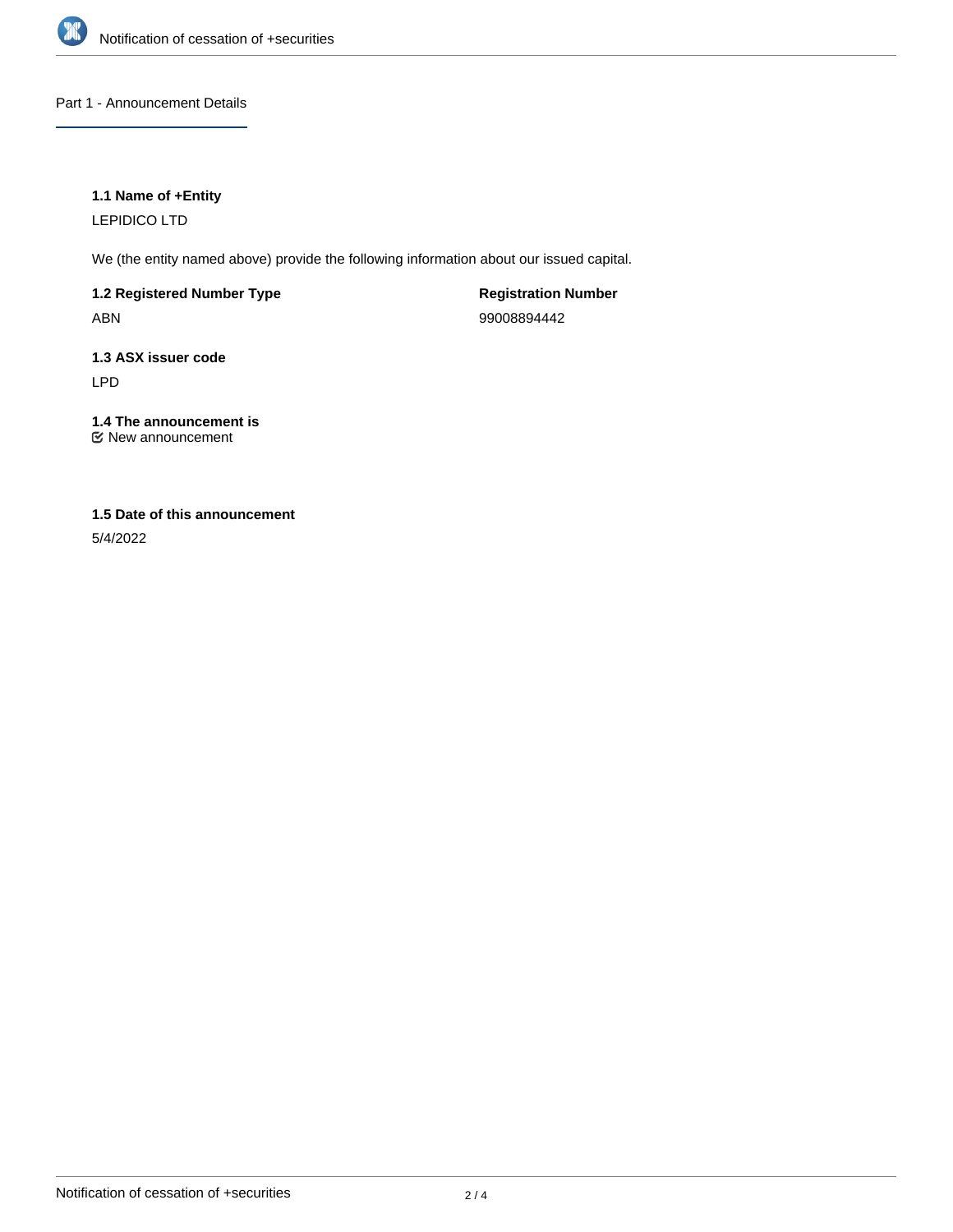## Part 1 - Announcement Details

**1.1 Name of +Entity**

LEPIDICO LTD

We (the entity named above) provide the following information about our issued capital.

**1.2 Registered Number Type**

ABN

**Registration Number**

99008894442

**1.3 ASX issuer code**

LPD

**1.4 The announcement is**

New announcement

**1.5 Date of this announcement**

5/4/2022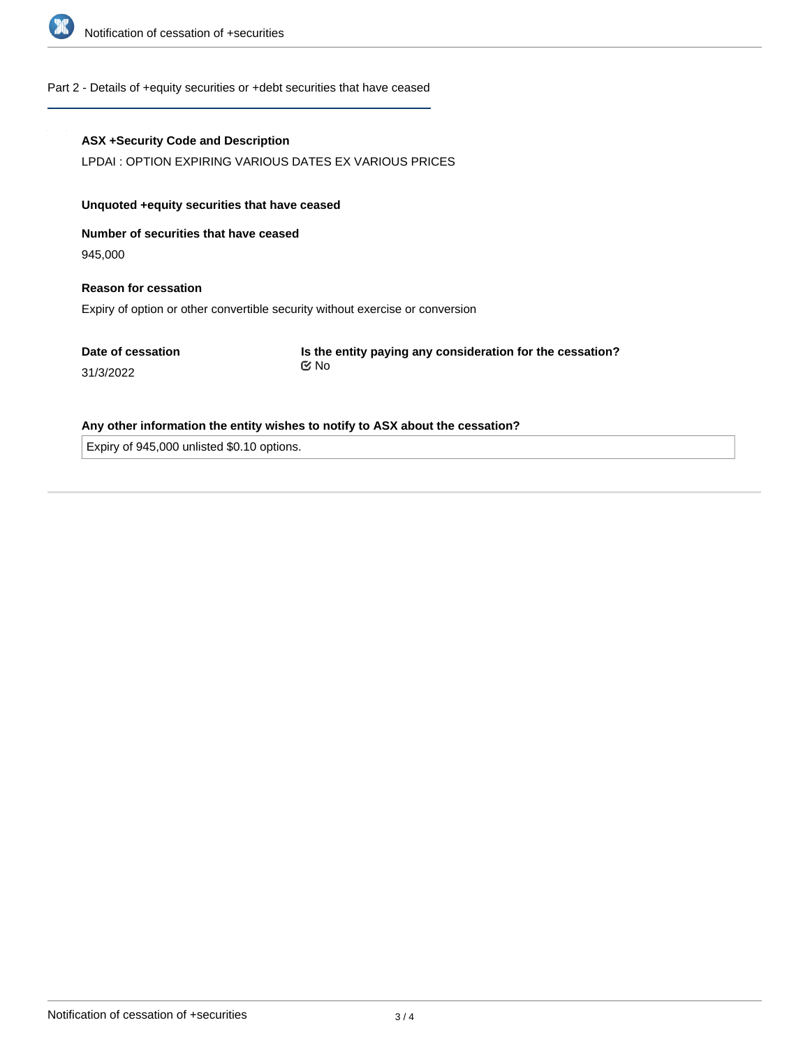## Part 2 - Details of +equity securities or +debt securities that have ceased

**ASX +Security Code and Description**

LPDAI : OPTION EXPIRING VARIOUS DATES EX VARIOUS PRICES

**Unquoted +equity securities that have ceased**

**Number of securities that have ceased**

945,000

**Reason for cessation**

Expiry of option or other convertible security without exercise or conversion

**Date of cessation**

31/3/2022

**Is the entity paying any consideration for the cessation?**

No

**Any other information the entity wishes to notify to ASX about the cessation?**

Expiry of 945,000 unlisted $0.10 options.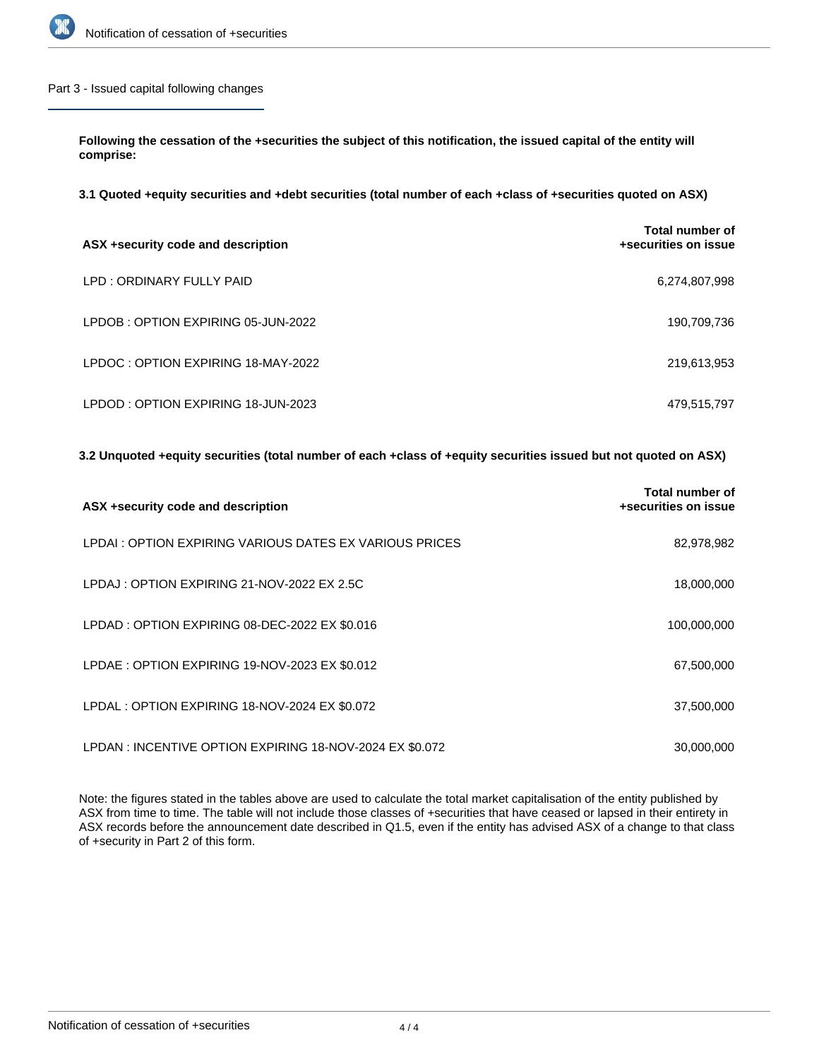## Part 3 - Issued capital following changes

**Following the cessation of the +securities the subject of this notification, the issued capital of the entity will comprise:**

**3.1 Quoted +equity securities and +debt securities (total number of each +class of +securities quoted on ASX)**

| ASX +security code and description | Total number of +securities on issue |
|---|---|
| LPD : ORDINARY FULLY PAID | 6,274,807,998 |
| LPDOB : OPTION EXPIRING 05-JUN-2022 | 190,709,736 |
| LPDOC : OPTION EXPIRING 18-MAY-2022 | 219,613,953 |
| LPDOD : OPTION EXPIRING 18-JUN-2023 | 479,515,797 |

**3.2 Unquoted +equity securities (total number of each +class of +equity securities issued but not quoted on ASX)**

| ASX +security code and description | Total number of +securities on issue |
|---|---|
| LPDAI : OPTION EXPIRING VARIOUS DATES EX VARIOUS PRICES | 82,978,982 |
| LPDAJ : OPTION EXPIRING 21-NOV-2022 EX 2.5C | 18,000,000 |
| LPDAD : OPTION EXPIRING 08-DEC-2022 EX $0.016 | 100,000,000 |
| LPDAE : OPTION EXPIRING 19-NOV-2023 EX $0.012 | 67,500,000 |
| LPDAL : OPTION EXPIRING 18-NOV-2024 EX $0.072 | 37,500,000 |
| LPDAN : INCENTIVE OPTION EXPIRING 18-NOV-2024 EX $0.072 | 30,000,000 |

Note: the figures stated in the tables above are used to calculate the total market capitalisation of the entity published by ASX from time to time. The table will not include those classes of +securities that have ceased or lapsed in their entirety in ASX records before the announcement date described in Q1.5, even if the entity has advised ASX of a change to that class of +security in Part 2 of this form.